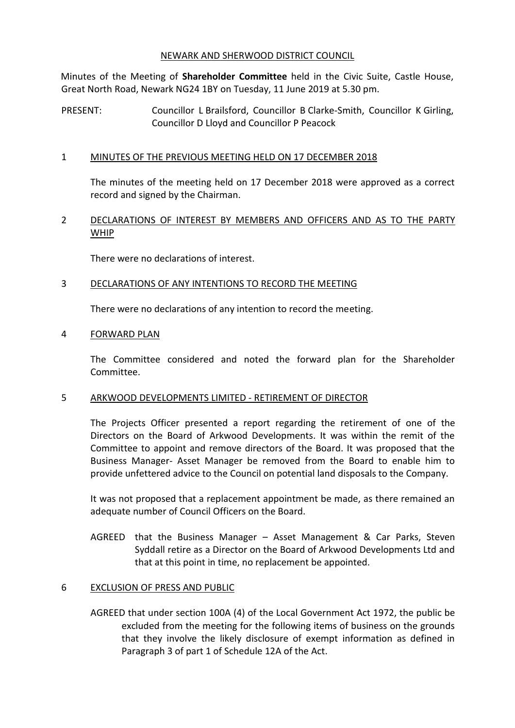NEWARK AND SHERWOOD DISTRICT COUNCIL

Minutes of the Meeting of **Shareholder Committee** held in the Civic Suite, Castle House, Great North Road, Newark NG24 1BY on Tuesday, 11 June 2019 at 5.30 pm.

PRESENT: Councillor L Brailsford, Councillor B Clarke-Smith, Councillor K Girling, Councillor D Lloyd and Councillor P Peacock

## 1 MINUTES OF THE PREVIOUS MEETING HELD ON 17 DECEMBER 2018

The minutes of the meeting held on 17 December 2018 were approved as a correct record and signed by the Chairman.

## 2 DECLARATIONS OF INTEREST BY MEMBERS AND OFFICERS AND AS TO THE PARTY WHIP

There were no declarations of interest.

## 3 DECLARATIONS OF ANY INTENTIONS TO RECORD THE MEETING

There were no declarations of any intention to record the meeting.

## 4 FORWARD PLAN

The Committee considered and noted the forward plan for the Shareholder Committee.

## 5 ARKWOOD DEVELOPMENTS LIMITED - RETIREMENT OF DIRECTOR

The Projects Officer presented a report regarding the retirement of one of the Directors on the Board of Arkwood Developments. It was within the remit of the Committee to appoint and remove directors of the Board. It was proposed that the Business Manager- Asset Manager be removed from the Board to enable him to provide unfettered advice to the Council on potential land disposals to the Company.

It was not proposed that a replacement appointment be made, as there remained an adequate number of Council Officers on the Board.

AGREED that the Business Manager – Asset Management & Car Parks, Steven Syddall retire as a Director on the Board of Arkwood Developments Ltd and that at this point in time, no replacement be appointed.

## 6 EXCLUSION OF PRESS AND PUBLIC

AGREED that under section 100A (4) of the Local Government Act 1972, the public be excluded from the meeting for the following items of business on the grounds that they involve the likely disclosure of exempt information as defined in Paragraph 3 of part 1 of Schedule 12A of the Act.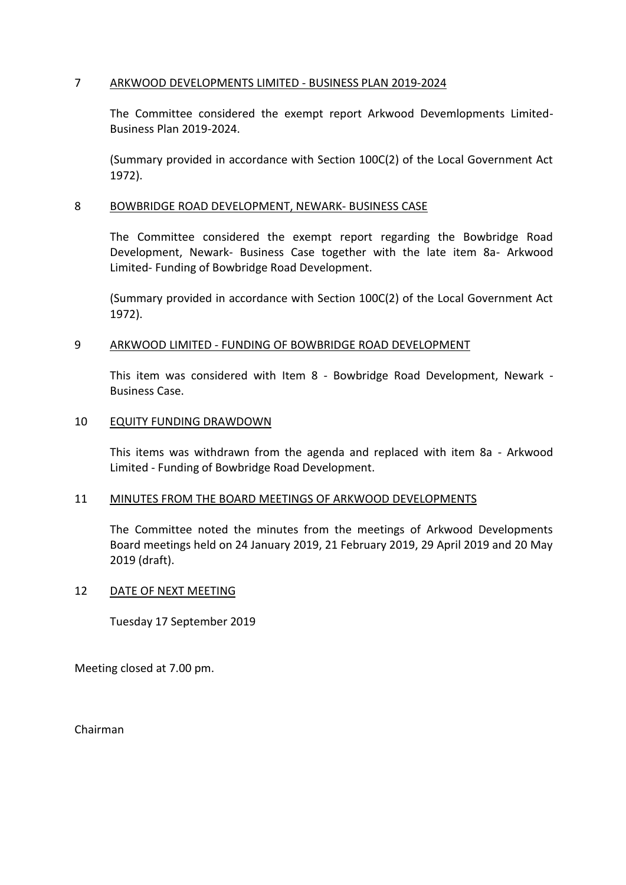## 7 ARKWOOD DEVELOPMENTS LIMITED - BUSINESS PLAN 2019-2024

The Committee considered the exempt report Arkwood Devemlopments Limited-Business Plan 2019-2024.

(Summary provided in accordance with Section 100C(2) of the Local Government Act 1972).

## 8 BOWBRIDGE ROAD DEVELOPMENT, NEWARK- BUSINESS CASE

The Committee considered the exempt report regarding the Bowbridge Road Development, Newark- Business Case together with the late item 8a- Arkwood Limited- Funding of Bowbridge Road Development.

(Summary provided in accordance with Section 100C(2) of the Local Government Act 1972).

## 9 ARKWOOD LIMITED - FUNDING OF BOWBRIDGE ROAD DEVELOPMENT

This item was considered with Item 8 - Bowbridge Road Development, Newark - Business Case.

## 10 EQUITY FUNDING DRAWDOWN

This items was withdrawn from the agenda and replaced with item 8a - Arkwood Limited - Funding of Bowbridge Road Development.

## 11 MINUTES FROM THE BOARD MEETINGS OF ARKWOOD DEVELOPMENTS

The Committee noted the minutes from the meetings of Arkwood Developments Board meetings held on 24 January 2019, 21 February 2019, 29 April 2019 and 20 May 2019 (draft).

## 12 DATE OF NEXT MEETING

Tuesday 17 September 2019

Meeting closed at 7.00 pm.

Chairman